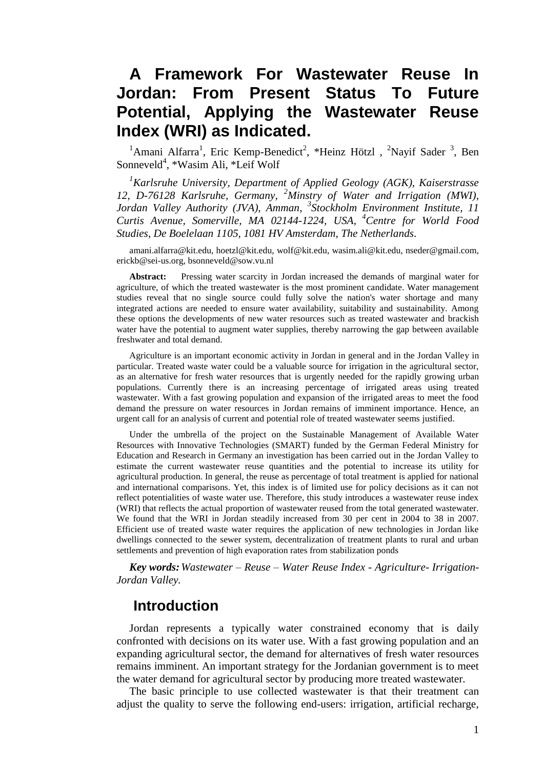# A Framework For Wastewater Reuse In Jordan: From Present Status To Future Potential, Applying the Wastewater Reuse Index (WRI) as Indicated.

[1]Amani Alfarra[1], Eric Kemp-Benedict[2], *Heinz Hötzl , [2]Nayif Sader [3], Ben Sonneveld[4], *Wasim Ali, *Leif Wolf

*[1]Karlsruhe University, Department of Applied Geology (AGK), Kaiserstrasse 12, D-76128 Karlsruhe, Germany, [2]Minstry of Water and Irrigation (MWI), Jordan Valley Authority (JVA), Amman, [3]Stockholm Environment Institute, 11 Curtis Avenue, Somerville, MA 02144-1224, USA, [4]Centre for World Food Studies, De Boelelaan 1105, 1081 HV Amsterdam, The Netherlands.*

amani.alfarra@kit.edu, hoetzl@kit.edu, wolf@kit.edu, wasim.ali@kit.edu, nseder@gmail.com, erickb@sei-us.org, bsonneveld@sow.vu.nl

**Abstract:** Pressing water scarcity in Jordan increased the demands of marginal water for agriculture, of which the treated wastewater is the most prominent candidate. Water management studies reveal that no single source could fully solve the nation's water shortage and many integrated actions are needed to ensure water availability, suitability and sustainability. Among these options the developments of new water resources such as treated wastewater and brackish water have the potential to augment water supplies, thereby narrowing the gap between available freshwater and total demand.

Agriculture is an important economic activity in Jordan in general and in the Jordan Valley in particular. Treated waste water could be a valuable source for irrigation in the agricultural sector, as an alternative for fresh water resources that is urgently needed for the rapidly growing urban populations. Currently there is an increasing percentage of irrigated areas using treated wastewater. With a fast growing population and expansion of the irrigated areas to meet the food demand the pressure on water resources in Jordan remains of imminent importance. Hence, an urgent call for an analysis of current and potential role of treated wastewater seems justified.

Under the umbrella of the project on the Sustainable Management of Available Water Resources with Innovative Technologies (SMART) funded by the German Federal Ministry for Education and Research in Germany an investigation has been carried out in the Jordan Valley to estimate the current wastewater reuse quantities and the potential to increase its utility for agricultural production. In general, the reuse as percentage of total treatment is applied for national and international comparisons. Yet, this index is of limited use for policy decisions as it can not reflect potentialities of waste water use. Therefore, this study introduces a wastewater reuse index (WRI) that reflects the actual proportion of wastewater reused from the total generated wastewater. We found that the WRI in Jordan steadily increased from 30 per cent in 2004 to 38 in 2007. Efficient use of treated waste water requires the application of new technologies in Jordan like dwellings connected to the sewer system, decentralization of treatment plants to rural and urban settlements and prevention of high evaporation rates from stabilization ponds

***Key words:*** *Wastewater – Reuse – Water Reuse Index - Agriculture- Irrigation- Jordan Valley.*

## Introduction

Jordan represents a typically water constrained economy that is daily confronted with decisions on its water use. With a fast growing population and an expanding agricultural sector, the demand for alternatives of fresh water resources remains imminent. An important strategy for the Jordanian government is to meet the water demand for agricultural sector by producing more treated wastewater.

The basic principle to use collected wastewater is that their treatment can adjust the quality to serve the following end-users: irrigation, artificial recharge,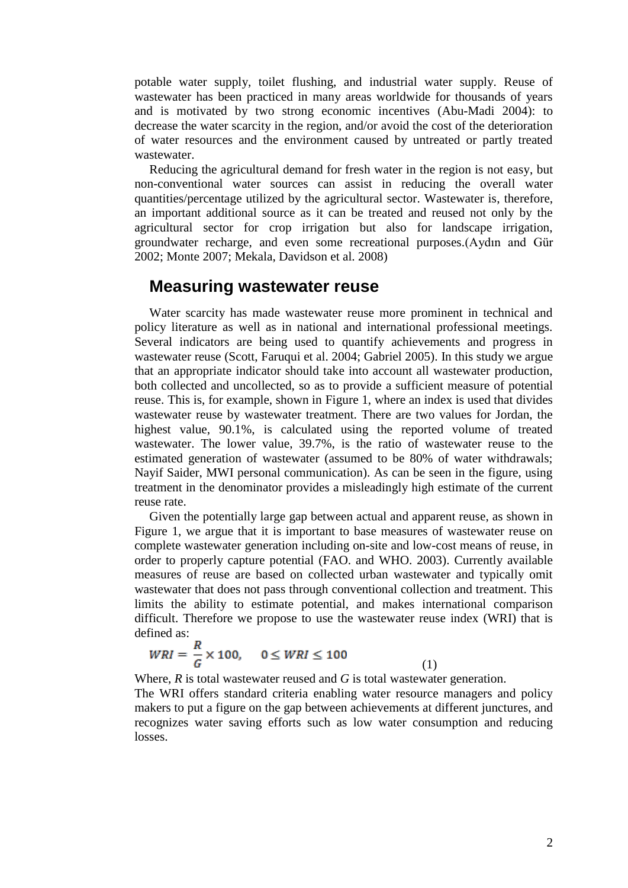potable water supply, toilet flushing, and industrial water supply. Reuse of wastewater has been practiced in many areas worldwide for thousands of years and is motivated by two strong economic incentives (Abu-Madi 2004): to decrease the water scarcity in the region, and/or avoid the cost of the deterioration of water resources and the environment caused by untreated or partly treated wastewater.

Reducing the agricultural demand for fresh water in the region is not easy, but non-conventional water sources can assist in reducing the overall water quantities/percentage utilized by the agricultural sector. Wastewater is, therefore, an important additional source as it can be treated and reused not only by the agricultural sector for crop irrigation but also for landscape irrigation, groundwater recharge, and even some recreational purposes.(Aydın and Gür 2002; Monte 2007; Mekala, Davidson et al. 2008)

## Measuring wastewater reuse

Water scarcity has made wastewater reuse more prominent in technical and policy literature as well as in national and international professional meetings. Several indicators are being used to quantify achievements and progress in wastewater reuse (Scott, Faruqui et al. 2004; Gabriel 2005). In this study we argue that an appropriate indicator should take into account all wastewater production, both collected and uncollected, so as to provide a sufficient measure of potential reuse. This is, for example, shown in Figure 1, where an index is used that divides wastewater reuse by wastewater treatment. There are two values for Jordan, the highest value, 90.1%, is calculated using the reported volume of treated wastewater. The lower value, 39.7%, is the ratio of wastewater reuse to the estimated generation of wastewater (assumed to be 80% of water withdrawals; Nayif Saider, MWI personal communication). As can be seen in the figure, using treatment in the denominator provides a misleadingly high estimate of the current reuse rate.

Given the potentially large gap between actual and apparent reuse, as shown in Figure 1, we argue that it is important to base measures of wastewater reuse on complete wastewater generation including on-site and low-cost means of reuse, in order to properly capture potential (FAO. and WHO. 2003). Currently available measures of reuse are based on collected urban wastewater and typically omit wastewater that does not pass through conventional collection and treatment. This limits the ability to estimate potential, and makes international comparison difficult. Therefore we propose to use the wastewater reuse index (WRI) that is defined as:

$$WRI = \frac{R}{G} \times 100, \quad 0 \leq WRI \leq 100 \qquad (1)$$

Where, $R$ is total wastewater reused and $G$ is total wastewater generation.

The WRI offers standard criteria enabling water resource managers and policy makers to put a figure on the gap between achievements at different junctures, and recognizes water saving efforts such as low water consumption and reducing losses.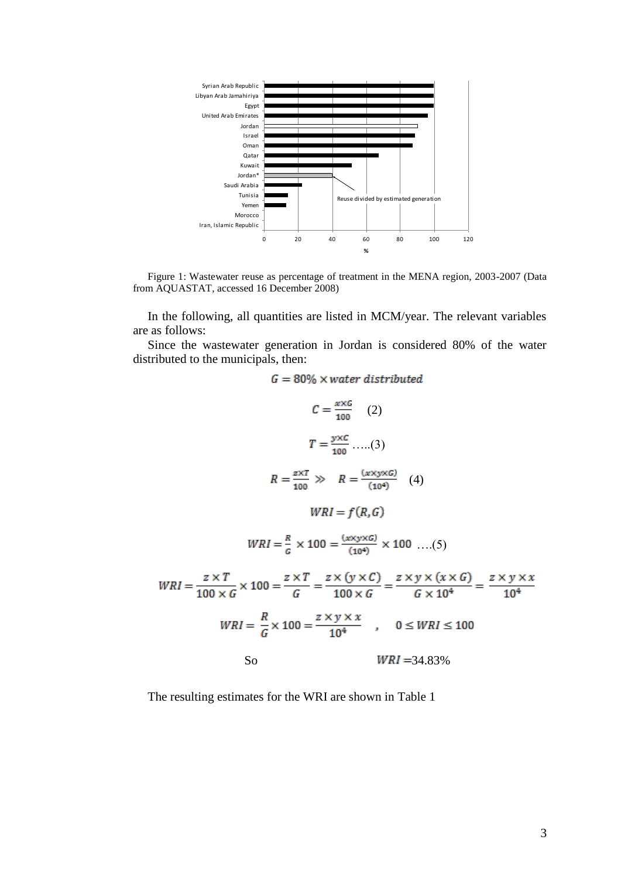Figure 1: Wastewater reuse as percentage of treatment in the MENA region, 2003-2007 (Data from AQUASTAT, accessed 16 December 2008)

In the following, all quantities are listed in MCM/year. The relevant variables are as follows:

Since the wastewater generation in Jordan is considered 80% of the water distributed to the municipals, then:

$$G = 80\% \times water\ distributed$$

$$C = \frac{x \times G}{100} \quad (2)$$

$$T = \frac{y \times C}{100} \quad .....(3)$$

$$R = \frac{z \times T}{100} \gg \quad R = \frac{(x \times y \times G)}{(10^4)} \quad (4)$$

$$WRI = f(R, G)$$

$$WRI = \frac{R}{G} \times 100 = \frac{(x \times y \times G)}{(10^4)} \times 100 \quad ....(5)$$

$$WRI = \frac{z \times T}{100 \times G} \times 100 = \frac{z \times T}{G} = \frac{z \times (y \times C)}{100 \times G} = \frac{z \times y \times (x \times G)}{G \times 10^4} = \frac{z \times y \times x}{10^4}$$

$$WRI = \frac{R}{G} \times 100 = \frac{z \times y \times x}{10^4} \quad , \quad 0 \leq WRI \leq 100$$

So $\qquad WRI = 34.83\%$

The resulting estimates for the WRI are shown in Table 1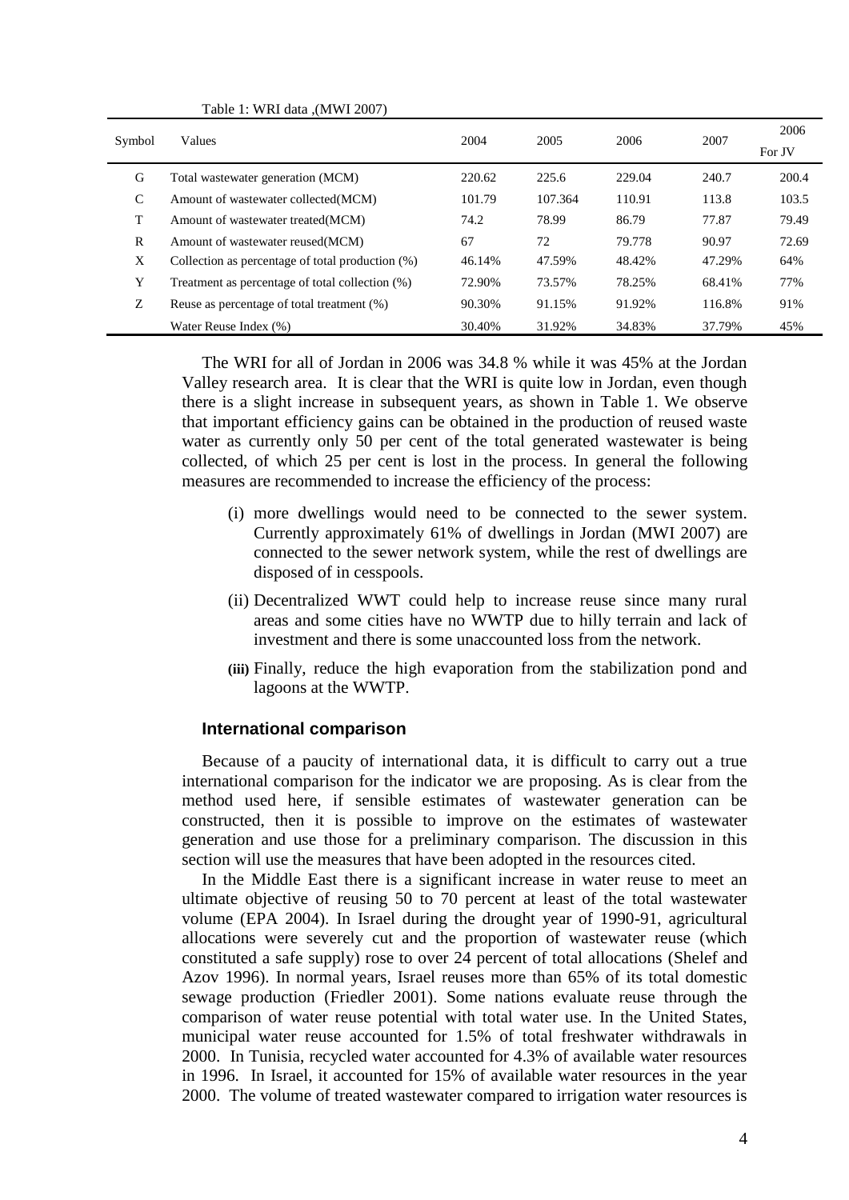Table 1: WRI data ,(MWI 2007)

| Symbol | Values | 2004 | 2005 | 2006 | 2007 | 2006 For JV |
|---|---|---|---|---|---|---|
| G | Total wastewater generation (MCM) | 220.62 | 225.6 | 229.04 | 240.7 | 200.4 |
| C | Amount of wastewater collected(MCM) | 101.79 | 107.364 | 110.91 | 113.8 | 103.5 |
| T | Amount of wastewater treated(MCM) | 74.2 | 78.99 | 86.79 | 77.87 | 79.49 |
| R | Amount of wastewater reused(MCM) | 67 | 72 | 79.778 | 90.97 | 72.69 |
| X | Collection as percentage of total production (%) | 46.14% | 47.59% | 48.42% | 47.29% | 64% |
| Y | Treatment as percentage of total collection (%) | 72.90% | 73.57% | 78.25% | 68.41% | 77% |
| Z | Reuse as percentage of total treatment (%) | 90.30% | 91.15% | 91.92% | 116.8% | 91% |
| | Water Reuse Index (%) | 30.40% | 31.92% | 34.83% | 37.79% | 45% |

The WRI for all of Jordan in 2006 was 34.8 % while it was 45% at the Jordan Valley research area. It is clear that the WRI is quite low in Jordan, even though there is a slight increase in subsequent years, as shown in Table 1. We observe that important efficiency gains can be obtained in the production of reused waste water as currently only 50 per cent of the total generated wastewater is being collected, of which 25 per cent is lost in the process. In general the following measures are recommended to increase the efficiency of the process:

(i) more dwellings would need to be connected to the sewer system. Currently approximately 61% of dwellings in Jordan (MWI 2007) are connected to the sewer network system, while the rest of dwellings are disposed of in cesspools.

(ii) Decentralized WWT could help to increase reuse since many rural areas and some cities have no WWTP due to hilly terrain and lack of investment and there is some unaccounted loss from the network.

**(iii)** Finally, reduce the high evaporation from the stabilization pond and lagoons at the WWTP.

### International comparison

Because of a paucity of international data, it is difficult to carry out a true international comparison for the indicator we are proposing. As is clear from the method used here, if sensible estimates of wastewater generation can be constructed, then it is possible to improve on the estimates of wastewater generation and use those for a preliminary comparison. The discussion in this section will use the measures that have been adopted in the resources cited.

In the Middle East there is a significant increase in water reuse to meet an ultimate objective of reusing 50 to 70 percent at least of the total wastewater volume (EPA 2004). In Israel during the drought year of 1990-91, agricultural allocations were severely cut and the proportion of wastewater reuse (which constituted a safe supply) rose to over 24 percent of total allocations (Shelef and Azov 1996). In normal years, Israel reuses more than 65% of its total domestic sewage production (Friedler 2001). Some nations evaluate reuse through the comparison of water reuse potential with total water use. In the United States, municipal water reuse accounted for 1.5% of total freshwater withdrawals in 2000. In Tunisia, recycled water accounted for 4.3% of available water resources in 1996. In Israel, it accounted for 15% of available water resources in the year 2000. The volume of treated wastewater compared to irrigation water resources is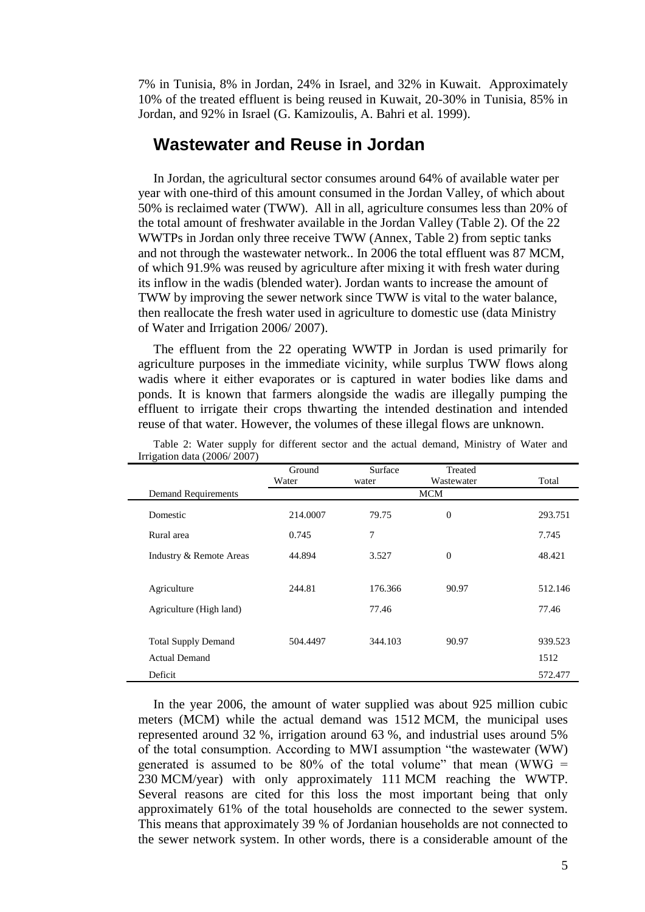7% in Tunisia, 8% in Jordan, 24% in Israel, and 32% in Kuwait. Approximately 10% of the treated effluent is being reused in Kuwait, 20-30% in Tunisia, 85% in Jordan, and 92% in Israel (G. Kamizoulis, A. Bahri et al. 1999).

## Wastewater and Reuse in Jordan

In Jordan, the agricultural sector consumes around 64% of available water per year with one-third of this amount consumed in the Jordan Valley, of which about 50% is reclaimed water (TWW). All in all, agriculture consumes less than 20% of the total amount of freshwater available in the Jordan Valley (Table 2). Of the 22 WWTPs in Jordan only three receive TWW (Annex, Table 2) from septic tanks and not through the wastewater network.. In 2006 the total effluent was 87 MCM, of which 91.9% was reused by agriculture after mixing it with fresh water during its inflow in the wadis (blended water). Jordan wants to increase the amount of TWW by improving the sewer network since TWW is vital to the water balance, then reallocate the fresh water used in agriculture to domestic use (data Ministry of Water and Irrigation 2006/ 2007).

The effluent from the 22 operating WWTP in Jordan is used primarily for agriculture purposes in the immediate vicinity, while surplus TWW flows along wadis where it either evaporates or is captured in water bodies like dams and ponds. It is known that farmers alongside the wadis are illegally pumping the effluent to irrigate their crops thwarting the intended destination and intended reuse of that water. However, the volumes of these illegal flows are unknown.

Table 2: Water supply for different sector and the actual demand, Ministry of Water and Irrigation data (2006/ 2007)

| | Ground Water | Surface water | Treated Wastewater | Total |
|---|---|---|---|---|
| Demand Requirements | MCM | | | |
| Domestic | 214.0007 | 79.75 | 0 | 293.751 |
| Rural area | 0.745 | 7 | | 7.745 |
| Industry & Remote Areas | 44.894 | 3.527 | 0 | 48.421 |
| Agriculture | 244.81 | 176.366 | 90.97 | 512.146 |
| Agriculture (High land) | | 77.46 | | 77.46 |
| Total Supply Demand | 504.4497 | 344.103 | 90.97 | 939.523 |
| Actual Demand | | | | 1512 |
| Deficit | | | | 572.477 |

In the year 2006, the amount of water supplied was about 925 million cubic meters (MCM) while the actual demand was 1512 MCM, the municipal uses represented around 32 %, irrigation around 63 %, and industrial uses around 5% of the total consumption. According to MWI assumption "the wastewater (WW) generated is assumed to be 80% of the total volume" that mean (WWG = 230 MCM/year) with only approximately 111 MCM reaching the WWTP. Several reasons are cited for this loss the most important being that only approximately 61% of the total households are connected to the sewer system. This means that approximately 39 % of Jordanian households are not connected to the sewer network system. In other words, there is a considerable amount of the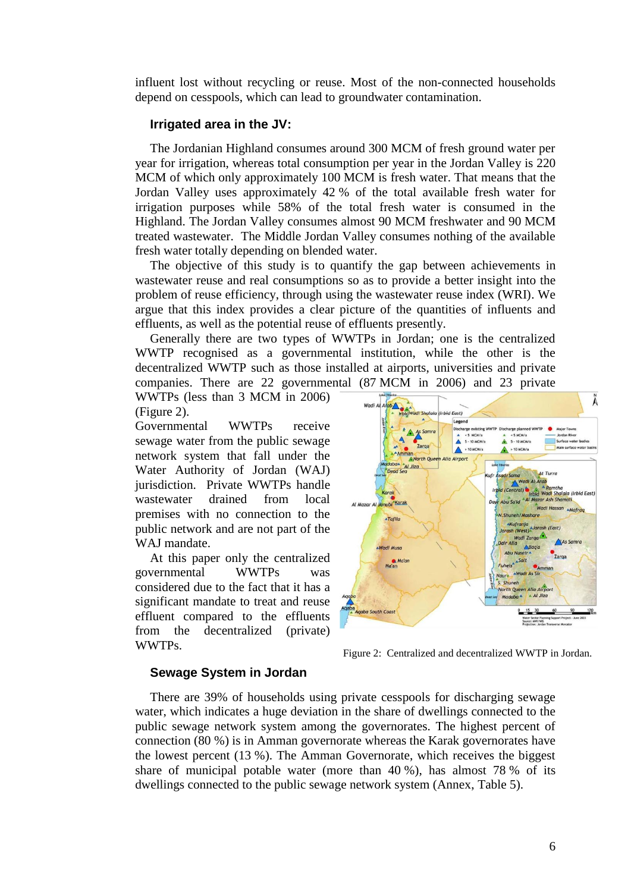influent lost without recycling or reuse. Most of the non-connected households depend on cesspools, which can lead to groundwater contamination.

### Irrigated area in the JV:

The Jordanian Highland consumes around 300 MCM of fresh ground water per year for irrigation, whereas total consumption per year in the Jordan Valley is 220 MCM of which only approximately 100 MCM is fresh water. That means that the Jordan Valley uses approximately 42 % of the total available fresh water for irrigation purposes while 58% of the total fresh water is consumed in the Highland. The Jordan Valley consumes almost 90 MCM freshwater and 90 MCM treated wastewater. The Middle Jordan Valley consumes nothing of the available fresh water totally depending on blended water.

The objective of this study is to quantify the gap between achievements in wastewater reuse and real consumptions so as to provide a better insight into the problem of reuse efficiency, through using the wastewater reuse index (WRI). We argue that this index provides a clear picture of the quantities of influents and effluents, as well as the potential reuse of effluents presently.

Generally there are two types of WWTPs in Jordan; one is the centralized WWTP recognised as a governmental institution, while the other is the decentralized WWTP such as those installed at airports, universities and private companies. There are 22 governmental (87 MCM in 2006) and 23 private WWTPs (less than 3 MCM in 2006) (Figure 2).

Governmental WWTPs receive sewage water from the public sewage network system that fall under the Water Authority of Jordan (WAJ) jurisdiction. Private WWTPs handle wastewater drained from local premises with no connection to the public network and are not part of the WAJ mandate.

At this paper only the centralized governmental WWTPs was considered due to the fact that it has a significant mandate to treat and reuse effluent compared to the effluents from the decentralized (private) WWTPs.

Figure 2: Centralized and decentralized WWTP in Jordan.

### Sewage System in Jordan

There are 39% of households using private cesspools for discharging sewage water, which indicates a huge deviation in the share of dwellings connected to the public sewage network system among the governorates. The highest percent of connection (80 %) is in Amman governorate whereas the Karak governorates have the lowest percent (13 %). The Amman Governorate, which receives the biggest share of municipal potable water (more than 40 %), has almost 78 % of its dwellings connected to the public sewage network system (Annex, Table 5).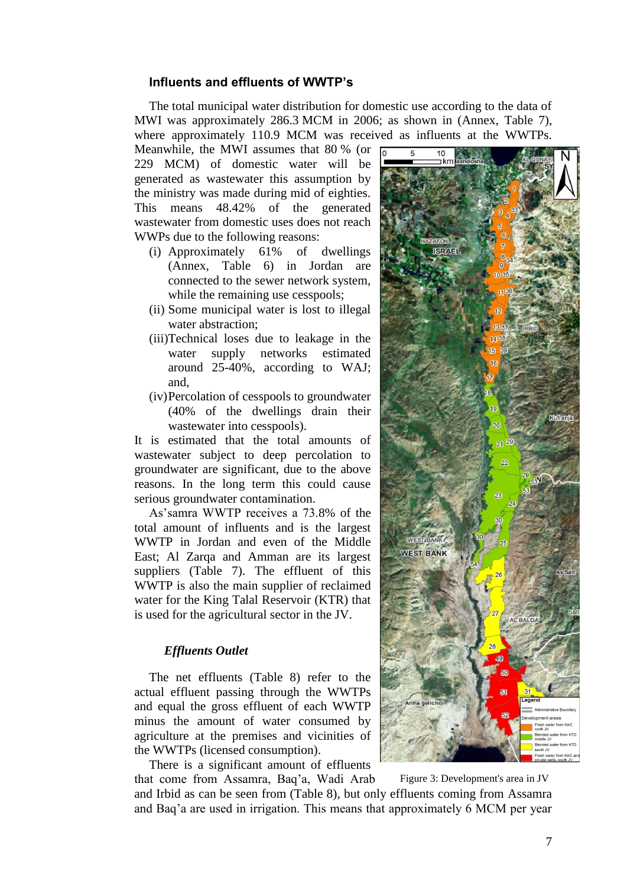### Influents and effluents of WWTP's

The total municipal water distribution for domestic use according to the data of MWI was approximately 286.3 MCM in 2006; as shown in (Annex, Table 7), where approximately 110.9 MCM was received as influents at the WWTPs. Meanwhile, the MWI assumes that 80 % (or 229 MCM) of domestic water will be generated as wastewater this assumption by the ministry was made during mid of eighties. This means 48.42% of the generated wastewater from domestic uses does not reach WWPs due to the following reasons:

- (i) Approximately 61% of dwellings (Annex, Table 6) in Jordan are connected to the sewer network system, while the remaining use cesspools;
- (ii) Some municipal water is lost to illegal water abstraction;
- (iii) Technical loses due to leakage in the water supply networks estimated around 25-40%, according to WAJ; and,
- (iv) Percolation of cesspools to groundwater (40% of the dwellings drain their wastewater into cesspools).

It is estimated that the total amounts of wastewater subject to deep percolation to groundwater are significant, due to the above reasons. In the long term this could cause serious groundwater contamination.

As'samra WWTP receives a 73.8% of the total amount of influents and is the largest WWTP in Jordan and even of the Middle East; Al Zarqa and Amman are its largest suppliers (Table 7). The effluent of this WWTP is also the main supplier of reclaimed water for the King Talal Reservoir (KTR) that is used for the agricultural sector in the JV.

Figure 3: Development's area in JV

#### *Effluents Outlet*

The net effluents (Table 8) refer to the actual effluent passing through the WWTPs and equal the gross effluent of each WWTP minus the amount of water consumed by agriculture at the premises and vicinities of the WWTPs (licensed consumption).

There is a significant amount of effluents that come from Assamra, Baq'a, Wadi Arab and Irbid as can be seen from (Table 8), but only effluents coming from Assamra and Baq'a are used in irrigation. This means that approximately 6 MCM per year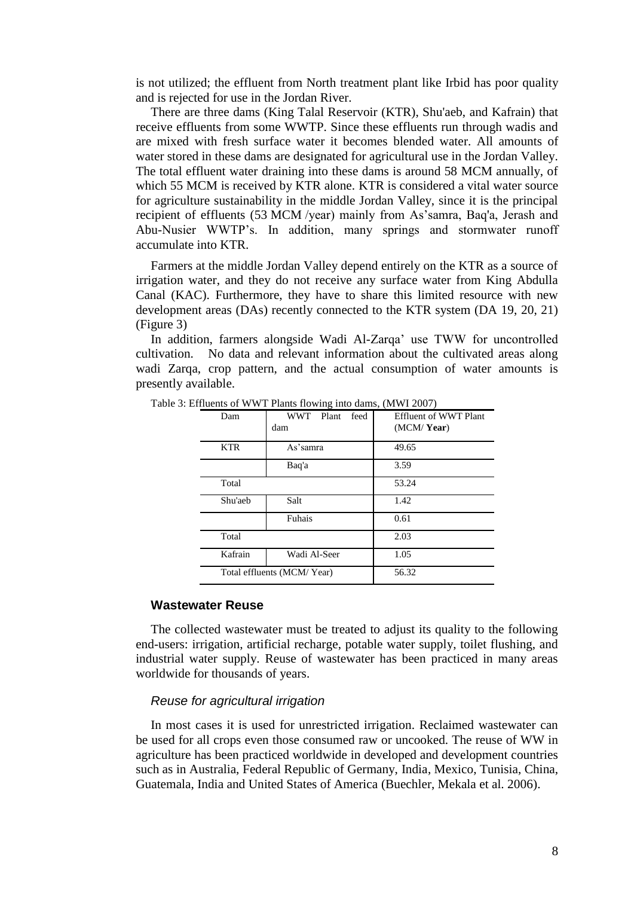is not utilized; the effluent from North treatment plant like Irbid has poor quality and is rejected for use in the Jordan River.

There are three dams (King Talal Reservoir (KTR), Shu'aeb, and Kafrain) that receive effluents from some WWTP. Since these effluents run through wadis and are mixed with fresh surface water it becomes blended water. All amounts of water stored in these dams are designated for agricultural use in the Jordan Valley. The total effluent water draining into these dams is around 58 MCM annually, of which 55 MCM is received by KTR alone. KTR is considered a vital water source for agriculture sustainability in the middle Jordan Valley, since it is the principal recipient of effluents (53 MCM /year) mainly from As'samra, Baq'a, Jerash and Abu-Nusier WWTP's. In addition, many springs and stormwater runoff accumulate into KTR.

Farmers at the middle Jordan Valley depend entirely on the KTR as a source of irrigation water, and they do not receive any surface water from King Abdulla Canal (KAC). Furthermore, they have to share this limited resource with new development areas (DAs) recently connected to the KTR system (DA 19, 20, 21) (Figure 3)

In addition, farmers alongside Wadi Al-Zarqa' use TWW for uncontrolled cultivation. No data and relevant information about the cultivated areas along wadi Zarqa, crop pattern, and the actual consumption of water amounts is presently available.

Table 3: Effluents of WWT Plants flowing into dams, (MWI 2007)

| Dam | WWT Plant feed dam | Effluent of WWT Plant (MCM/ **Year**) |
|---|---|---|
| KTR | As'samra | 49.65 |
| | Baq'a | 3.59 |
| Total | | 53.24 |
| Shu'aeb | Salt | 1.42 |
| | Fuhais | 0.61 |
| Total | | 2.03 |
| Kafrain | Wadi Al-Seer | 1.05 |
| Total effluents (MCM/ Year) | | 56.32 |

### Wastewater Reuse

The collected wastewater must be treated to adjust its quality to the following end-users: irrigation, artificial recharge, potable water supply, toilet flushing, and industrial water supply. Reuse of wastewater has been practiced in many areas worldwide for thousands of years.

#### *Reuse for agricultural irrigation*

In most cases it is used for unrestricted irrigation. Reclaimed wastewater can be used for all crops even those consumed raw or uncooked. The reuse of WW in agriculture has been practiced worldwide in developed and development countries such as in Australia, Federal Republic of Germany, India, Mexico, Tunisia, China, Guatemala, India and United States of America (Buechler, Mekala et al. 2006).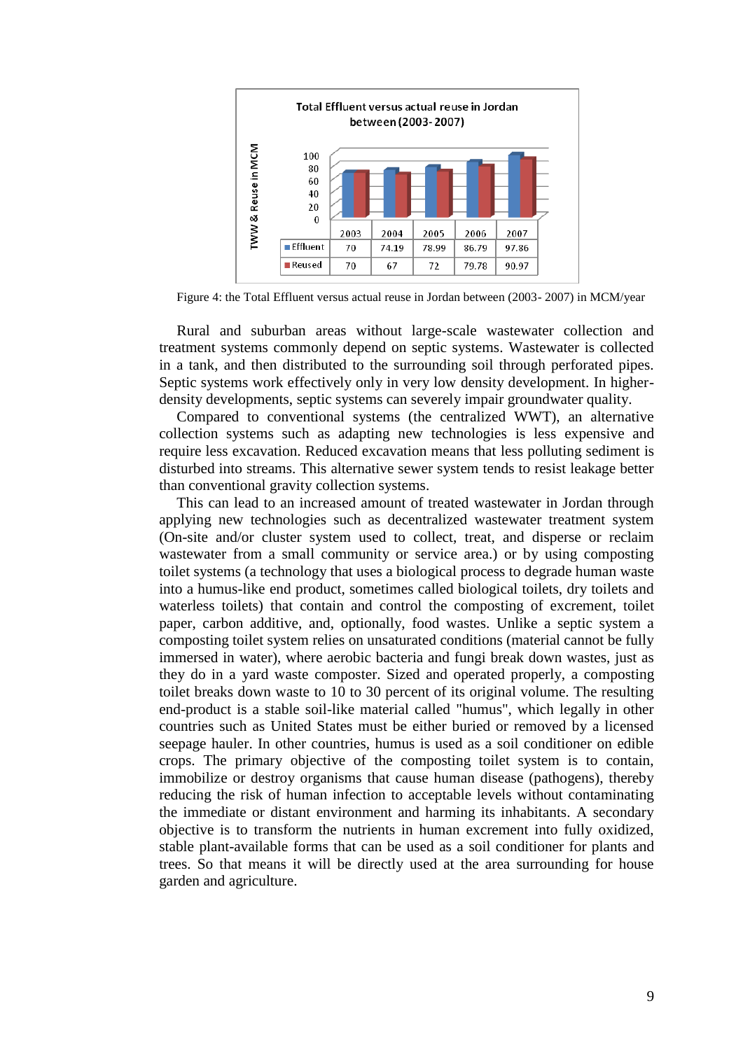Total Effluent versus actual reuse in Jordan between (2003- 2007)

TWW & Reuse in MCM

100
80
60
40
20
0

2003 2004 2005 2006 2007

Effluent 70 74.19 78.99 86.79 97.86

Reused 70 67 72 79.78 90.97

Figure 4: the Total Effluent versus actual reuse in Jordan between (2003- 2007) in MCM/year

Rural and suburban areas without large-scale wastewater collection and treatment systems commonly depend on septic systems. Wastewater is collected in a tank, and then distributed to the surrounding soil through perforated pipes. Septic systems work effectively only in very low density development. In higher-density developments, septic systems can severely impair groundwater quality.

Compared to conventional systems (the centralized WWT), an alternative collection systems such as adapting new technologies is less expensive and require less excavation. Reduced excavation means that less polluting sediment is disturbed into streams. This alternative sewer system tends to resist leakage better than conventional gravity collection systems.

This can lead to an increased amount of treated wastewater in Jordan through applying new technologies such as decentralized wastewater treatment system (On-site and/or cluster system used to collect, treat, and disperse or reclaim wastewater from a small community or service area.) or by using composting toilet systems (a technology that uses a biological process to degrade human waste into a humus-like end product, sometimes called biological toilets, dry toilets and waterless toilets) that contain and control the composting of excrement, toilet paper, carbon additive, and, optionally, food wastes. Unlike a septic system a composting toilet system relies on unsaturated conditions (material cannot be fully immersed in water), where aerobic bacteria and fungi break down wastes, just as they do in a yard waste composter. Sized and operated properly, a composting toilet breaks down waste to 10 to 30 percent of its original volume. The resulting end-product is a stable soil-like material called "humus", which legally in other countries such as United States must be either buried or removed by a licensed seepage hauler. In other countries, humus is used as a soil conditioner on edible crops. The primary objective of the composting toilet system is to contain, immobilize or destroy organisms that cause human disease (pathogens), thereby reducing the risk of human infection to acceptable levels without contaminating the immediate or distant environment and harming its inhabitants. A secondary objective is to transform the nutrients in human excrement into fully oxidized, stable plant-available forms that can be used as a soil conditioner for plants and trees. So that means it will be directly used at the area surrounding for house garden and agriculture.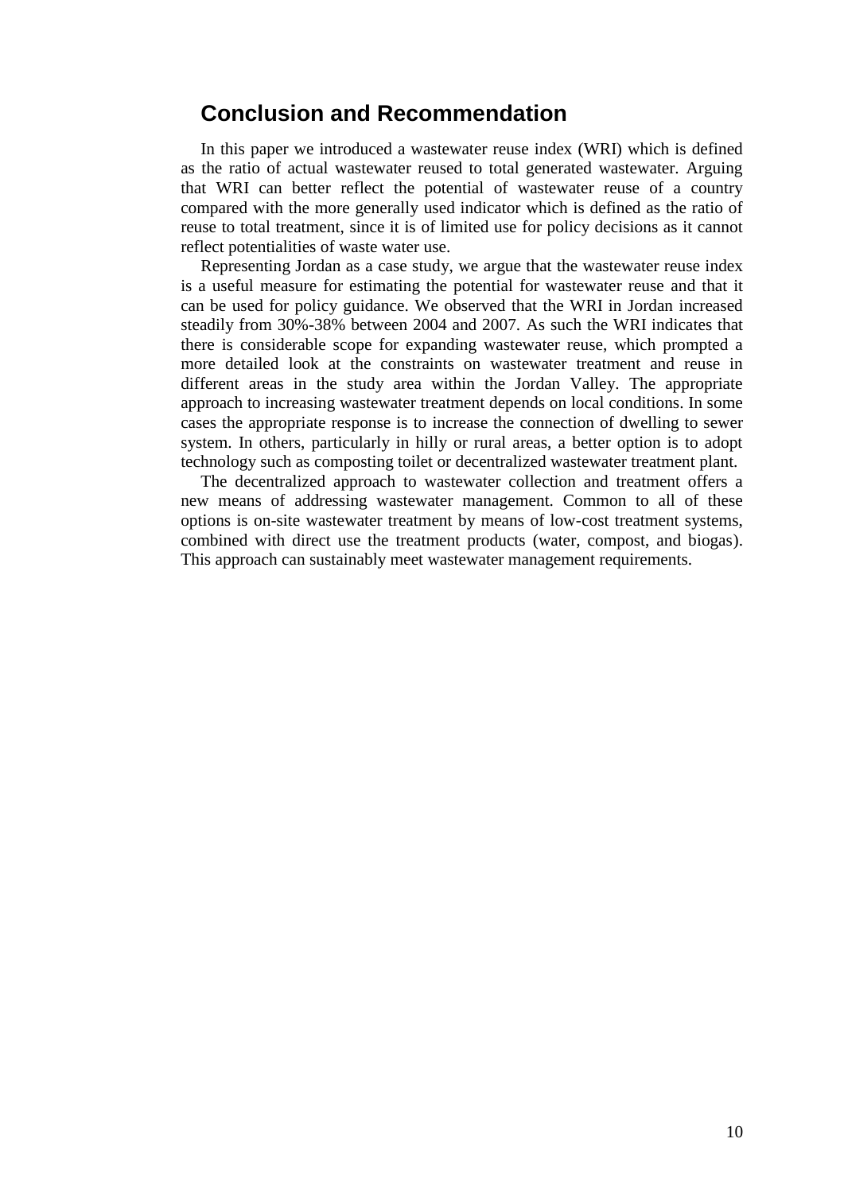## Conclusion and Recommendation

In this paper we introduced a wastewater reuse index (WRI) which is defined as the ratio of actual wastewater reused to total generated wastewater. Arguing that WRI can better reflect the potential of wastewater reuse of a country compared with the more generally used indicator which is defined as the ratio of reuse to total treatment, since it is of limited use for policy decisions as it cannot reflect potentialities of waste water use.

Representing Jordan as a case study, we argue that the wastewater reuse index is a useful measure for estimating the potential for wastewater reuse and that it can be used for policy guidance. We observed that the WRI in Jordan increased steadily from 30%-38% between 2004 and 2007. As such the WRI indicates that there is considerable scope for expanding wastewater reuse, which prompted a more detailed look at the constraints on wastewater treatment and reuse in different areas in the study area within the Jordan Valley. The appropriate approach to increasing wastewater treatment depends on local conditions. In some cases the appropriate response is to increase the connection of dwelling to sewer system. In others, particularly in hilly or rural areas, a better option is to adopt technology such as composting toilet or decentralized wastewater treatment plant.

The decentralized approach to wastewater collection and treatment offers a new means of addressing wastewater management. Common to all of these options is on-site wastewater treatment by means of low-cost treatment systems, combined with direct use the treatment products (water, compost, and biogas). This approach can sustainably meet wastewater management requirements.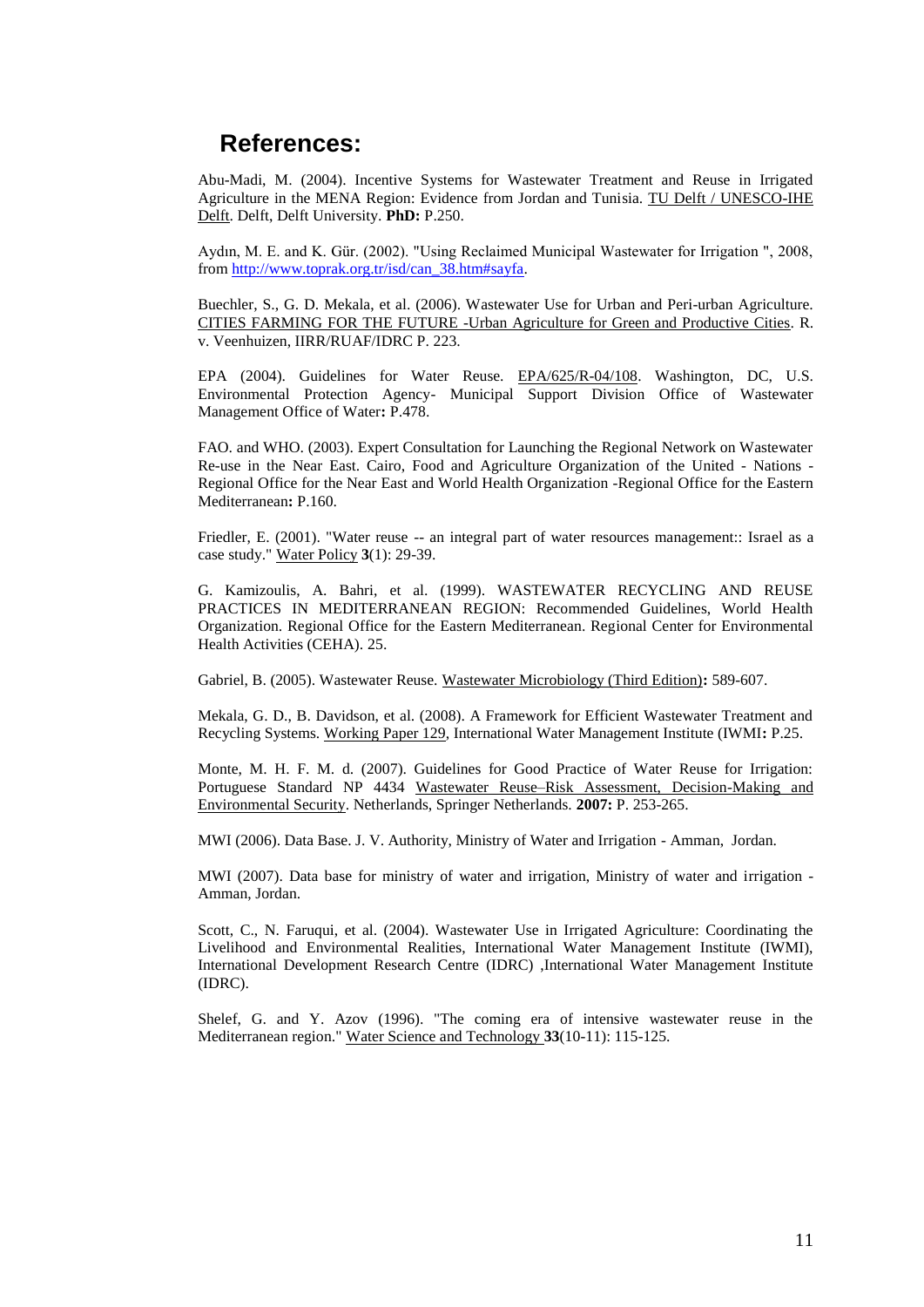## References:

Abu-Madi, M. (2004). Incentive Systems for Wastewater Treatment and Reuse in Irrigated Agriculture in the MENA Region: Evidence from Jordan and Tunisia. TU Delft / UNESCO-IHE Delft. Delft, Delft University. **PhD:** P.250.

Aydın, M. E. and K. Gür. (2002). "Using Reclaimed Municipal Wastewater for Irrigation ", 2008, from http://www.toprak.org.tr/isd/can_38.htm#sayfa.

Buechler, S., G. D. Mekala, et al. (2006). Wastewater Use for Urban and Peri-urban Agriculture. CITIES FARMING FOR THE FUTURE -Urban Agriculture for Green and Productive Cities. R. v. Veenhuizen, IIRR/RUAF/IDRC P. 223.

EPA (2004). Guidelines for Water Reuse. EPA/625/R-04/108. Washington, DC, U.S. Environmental Protection Agency- Municipal Support Division Office of Wastewater Management Office of Water**:** P.478.

FAO. and WHO. (2003). Expert Consultation for Launching the Regional Network on Wastewater Re-use in the Near East. Cairo, Food and Agriculture Organization of the United - Nations - Regional Office for the Near East and World Health Organization -Regional Office for the Eastern Mediterranean**:** P.160.

Friedler, E. (2001). "Water reuse -- an integral part of water resources management:: Israel as a case study." Water Policy **3**(1): 29-39.

G. Kamizoulis, A. Bahri, et al. (1999). WASTEWATER RECYCLING AND REUSE PRACTICES IN MEDITERRANEAN REGION: Recommended Guidelines, World Health Organization. Regional Office for the Eastern Mediterranean. Regional Center for Environmental Health Activities (CEHA). 25.

Gabriel, B. (2005). Wastewater Reuse. Wastewater Microbiology (Third Edition)**:** 589-607.

Mekala, G. D., B. Davidson, et al. (2008). A Framework for Efficient Wastewater Treatment and Recycling Systems. Working Paper 129, International Water Management Institute (IWMI**:** P.25.

Monte, M. H. F. M. d. (2007). Guidelines for Good Practice of Water Reuse for Irrigation: Portuguese Standard NP 4434 Wastewater Reuse–Risk Assessment, Decision-Making and Environmental Security. Netherlands, Springer Netherlands. **2007:** P. 253-265.

MWI (2006). Data Base. J. V. Authority, Ministry of Water and Irrigation - Amman, Jordan.

MWI (2007). Data base for ministry of water and irrigation, Ministry of water and irrigation - Amman, Jordan.

Scott, C., N. Faruqui, et al. (2004). Wastewater Use in Irrigated Agriculture: Coordinating the Livelihood and Environmental Realities, International Water Management Institute (IWMI), International Development Research Centre (IDRC) ,International Water Management Institute (IDRC).

Shelef, G. and Y. Azov (1996). "The coming era of intensive wastewater reuse in the Mediterranean region." Water Science and Technology **33**(10-11): 115-125.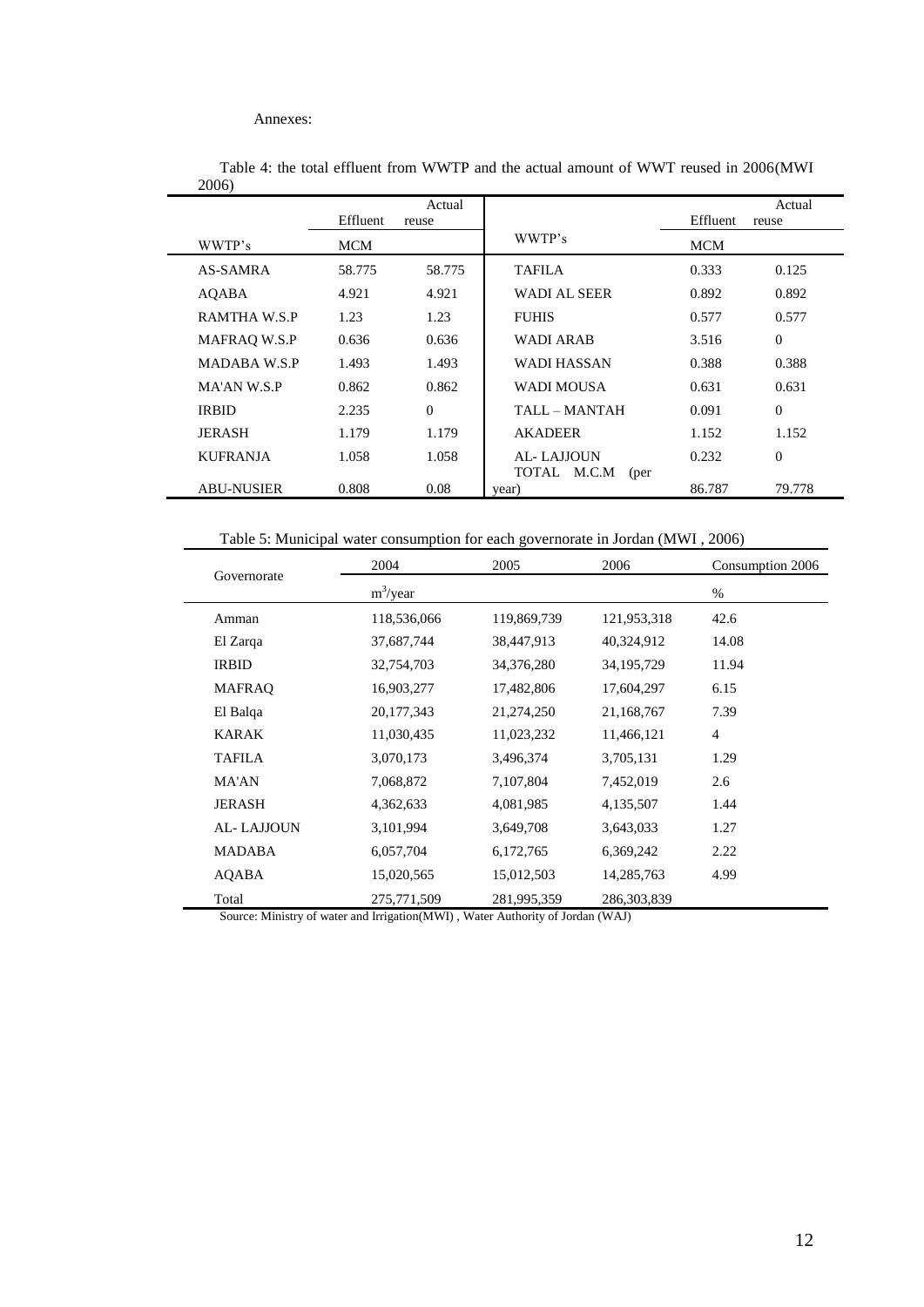Annexes:

Table 4: the total effluent from WWTP and the actual amount of WWT reused in 2006(MWI 2006)

| WWTP's | Effluent MCM | Actual reuse | WWTP's | Effluent MCM | Actual reuse |
|---|---|---|---|---|---|
| AS-SAMRA | 58.775 | 58.775 | TAFILA | 0.333 | 0.125 |
| AQABA | 4.921 | 4.921 | WADI AL SEER | 0.892 | 0.892 |
| RAMTHA W.S.P | 1.23 | 1.23 | FUHIS | 0.577 | 0.577 |
| MAFRAQ W.S.P | 0.636 | 0.636 | WADI ARAB | 3.516 | 0 |
| MADABA W.S.P | 1.493 | 1.493 | WADI HASSAN | 0.388 | 0.388 |
| MA'AN W.S.P | 0.862 | 0.862 | WADI MOUSA | 0.631 | 0.631 |
| IRBID | 2.235 | 0 | TALL – MANTAH | 0.091 | 0 |
| JERASH | 1.179 | 1.179 | AKADEER | 1.152 | 1.152 |
| KUFRANJA | 1.058 | 1.058 | AL- LAJJOUN | 0.232 | 0 |
| ABU-NUSIER | 0.808 | 0.08 | TOTAL M.C.M (per year) | 86.787 | 79.778 |

Table 5: Municipal water consumption for each governorate in Jordan (MWI , 2006)

| Governorate | 2004 | 2005 | 2006 | Consumption 2006 |
|---|---|---|---|---|
| | $m^3$/year | | | % |
| Amman | 118,536,066 | 119,869,739 | 121,953,318 | 42.6 |
| El Zarqa | 37,687,744 | 38,447,913 | 40,324,912 | 14.08 |
| IRBID | 32,754,703 | 34,376,280 | 34,195,729 | 11.94 |
| MAFRAQ | 16,903,277 | 17,482,806 | 17,604,297 | 6.15 |
| El Balqa | 20,177,343 | 21,274,250 | 21,168,767 | 7.39 |
| KARAK | 11,030,435 | 11,023,232 | 11,466,121 | 4 |
| TAFILA | 3,070,173 | 3,496,374 | 3,705,131 | 1.29 |
| MA'AN | 7,068,872 | 7,107,804 | 7,452,019 | 2.6 |
| JERASH | 4,362,633 | 4,081,985 | 4,135,507 | 1.44 |
| AL- LAJJOUN | 3,101,994 | 3,649,708 | 3,643,033 | 1.27 |
| MADABA | 6,057,704 | 6,172,765 | 6,369,242 | 2.22 |
| AQABA | 15,020,565 | 15,012,503 | 14,285,763 | 4.99 |
| Total | 275,771,509 | 281,995,359 | 286,303,839 | |

Source: Ministry of water and Irrigation(MWI) , Water Authority of Jordan (WAJ)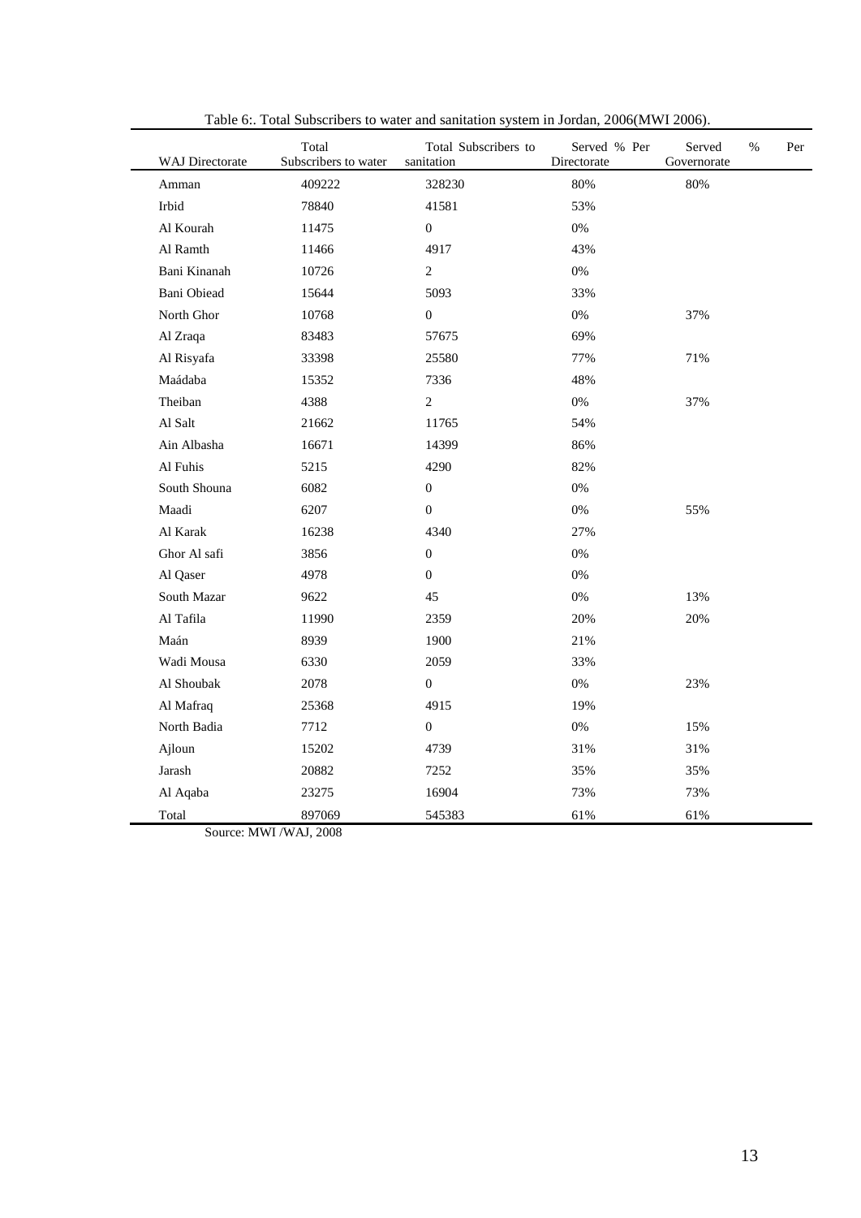Table 6:. Total Subscribers to water and sanitation system in Jordan, 2006(MWI 2006).

| WAJ Directorate | Total Subscribers to water | Total Subscribers to sanitation | Served % Per Directorate | Served % Per Governorate |
|---|---|---|---|---|
| Amman | 409222 | 328230 | 80% | 80% |
| Irbid | 78840 | 41581 | 53% | |
| Al Kourah | 11475 | 0 | 0% | |
| Al Ramth | 11466 | 4917 | 43% | |
| Bani Kinanah | 10726 | 2 | 0% | |
| Bani Obiead | 15644 | 5093 | 33% | |
| North Ghor | 10768 | 0 | 0% | 37% |
| Al Zraqa | 83483 | 57675 | 69% | |
| Al Risyafa | 33398 | 25580 | 77% | 71% |
| Maádaba | 15352 | 7336 | 48% | |
| Theiban | 4388 | 2 | 0% | 37% |
| Al Salt | 21662 | 11765 | 54% | |
| Ain Albasha | 16671 | 14399 | 86% | |
| Al Fuhis | 5215 | 4290 | 82% | |
| South Shouna | 6082 | 0 | 0% | |
| Maadi | 6207 | 0 | 0% | 55% |
| Al Karak | 16238 | 4340 | 27% | |
| Ghor Al safi | 3856 | 0 | 0% | |
| Al Qaser | 4978 | 0 | 0% | |
| South Mazar | 9622 | 45 | 0% | 13% |
| Al Tafila | 11990 | 2359 | 20% | 20% |
| Maán | 8939 | 1900 | 21% | |
| Wadi Mousa | 6330 | 2059 | 33% | |
| Al Shoubak | 2078 | 0 | 0% | 23% |
| Al Mafraq | 25368 | 4915 | 19% | |
| North Badia | 7712 | 0 | 0% | 15% |
| Ajloun | 15202 | 4739 | 31% | 31% |
| Jarash | 20882 | 7252 | 35% | 35% |
| Al Aqaba | 23275 | 16904 | 73% | 73% |
| Total | 897069 | 545383 | 61% | 61% |

Source: MWI /WAJ, 2008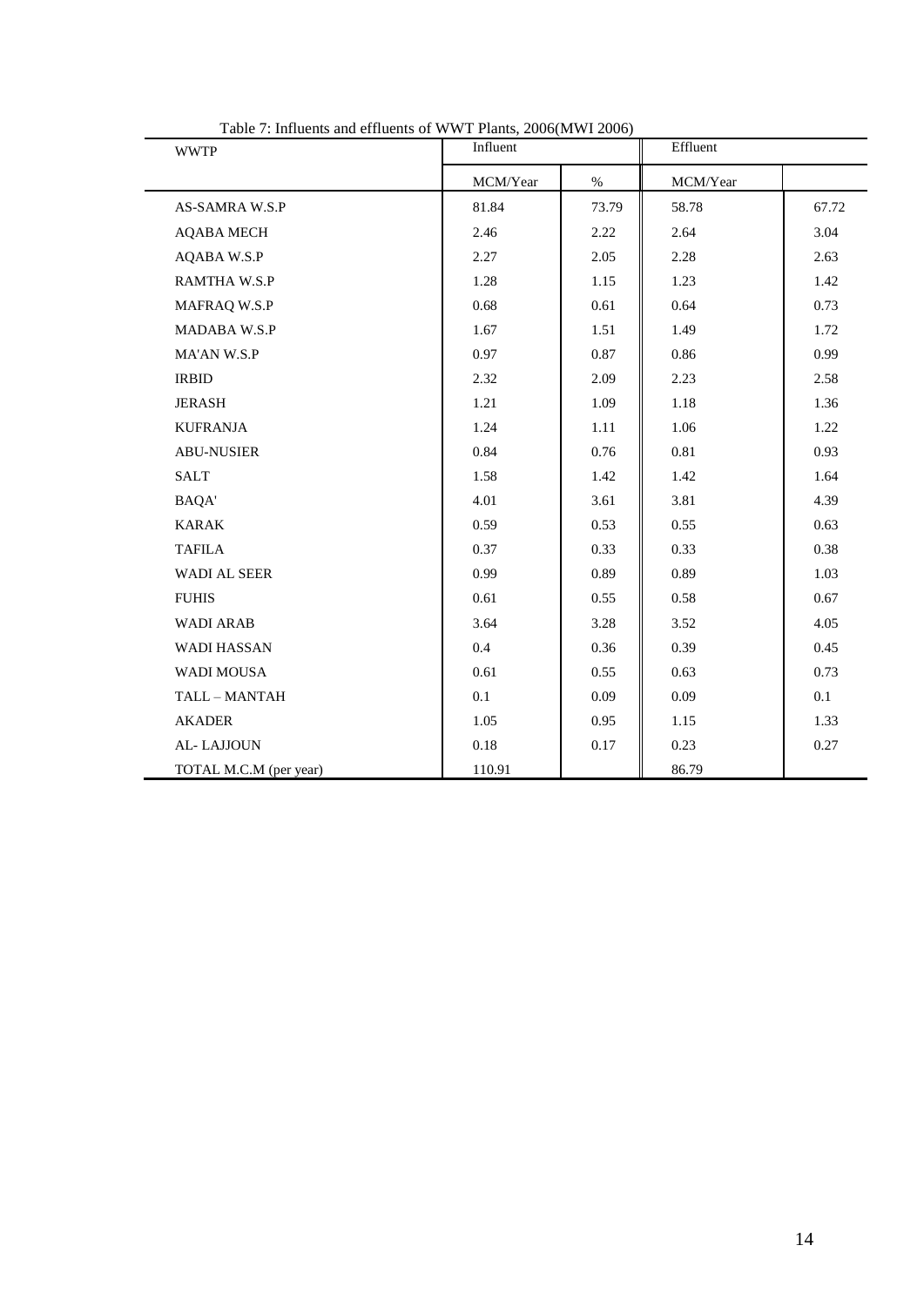Table 7: Influents and effluents of WWT Plants, 2006(MWI 2006)

| WWTP | Influent | | Effluent | |
|---|---|---|---|---|
| | MCM/Year | % | MCM/Year | |
| AS-SAMRA W.S.P | 81.84 | 73.79 | 58.78 | 67.72 |
| AQABA MECH | 2.46 | 2.22 | 2.64 | 3.04 |
| AQABA W.S.P | 2.27 | 2.05 | 2.28 | 2.63 |
| RAMTHA W.S.P | 1.28 | 1.15 | 1.23 | 1.42 |
| MAFRAQ W.S.P | 0.68 | 0.61 | 0.64 | 0.73 |
| MADABA W.S.P | 1.67 | 1.51 | 1.49 | 1.72 |
| MA'AN W.S.P | 0.97 | 0.87 | 0.86 | 0.99 |
| IRBID | 2.32 | 2.09 | 2.23 | 2.58 |
| JERASH | 1.21 | 1.09 | 1.18 | 1.36 |
| KUFRANJA | 1.24 | 1.11 | 1.06 | 1.22 |
| ABU-NUSIER | 0.84 | 0.76 | 0.81 | 0.93 |
| SALT | 1.58 | 1.42 | 1.42 | 1.64 |
| BAQA' | 4.01 | 3.61 | 3.81 | 4.39 |
| KARAK | 0.59 | 0.53 | 0.55 | 0.63 |
| TAFILA | 0.37 | 0.33 | 0.33 | 0.38 |
| WADI AL SEER | 0.99 | 0.89 | 0.89 | 1.03 |
| FUHIS | 0.61 | 0.55 | 0.58 | 0.67 |
| WADI ARAB | 3.64 | 3.28 | 3.52 | 4.05 |
| WADI HASSAN | 0.4 | 0.36 | 0.39 | 0.45 |
| WADI MOUSA | 0.61 | 0.55 | 0.63 | 0.73 |
| TALL – MANTAH | 0.1 | 0.09 | 0.09 | 0.1 |
| AKADER | 1.05 | 0.95 | 1.15 | 1.33 |
| AL- LAJJOUN | 0.18 | 0.17 | 0.23 | 0.27 |
| TOTAL M.C.M (per year) | 110.91 | | 86.79 | |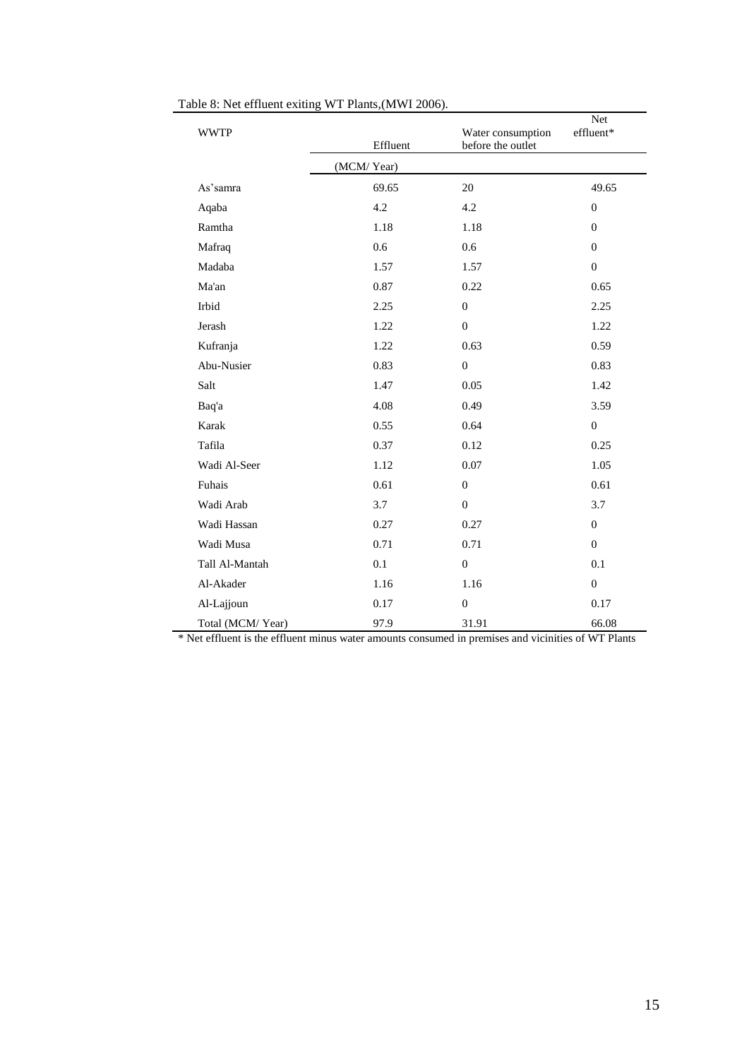Table 8: Net effluent exiting WT Plants,(MWI 2006).

| WWTP | Effluent | Water consumption before the outlet | Net effluent* |
|---|---|---|---|
| | (MCM/ Year) | | |
| As'samra | 69.65 | 20 | 49.65 |
| Aqaba | 4.2 | 4.2 | 0 |
| Ramtha | 1.18 | 1.18 | 0 |
| Mafraq | 0.6 | 0.6 | 0 |
| Madaba | 1.57 | 1.57 | 0 |
| Ma'an | 0.87 | 0.22 | 0.65 |
| Irbid | 2.25 | 0 | 2.25 |
| Jerash | 1.22 | 0 | 1.22 |
| Kufranja | 1.22 | 0.63 | 0.59 |
| Abu-Nusier | 0.83 | 0 | 0.83 |
| Salt | 1.47 | 0.05 | 1.42 |
| Baq'a | 4.08 | 0.49 | 3.59 |
| Karak | 0.55 | 0.64 | 0 |
| Tafila | 0.37 | 0.12 | 0.25 |
| Wadi Al-Seer | 1.12 | 0.07 | 1.05 |
| Fuhais | 0.61 | 0 | 0.61 |
| Wadi Arab | 3.7 | 0 | 3.7 |
| Wadi Hassan | 0.27 | 0.27 | 0 |
| Wadi Musa | 0.71 | 0.71 | 0 |
| Tall Al-Mantah | 0.1 | 0 | 0.1 |
| Al-Akader | 1.16 | 1.16 | 0 |
| Al-Lajjoun | 0.17 | 0 | 0.17 |
| Total (MCM/ Year) | 97.9 | 31.91 | 66.08 |

* Net effluent is the effluent minus water amounts consumed in premises and vicinities of WT Plants